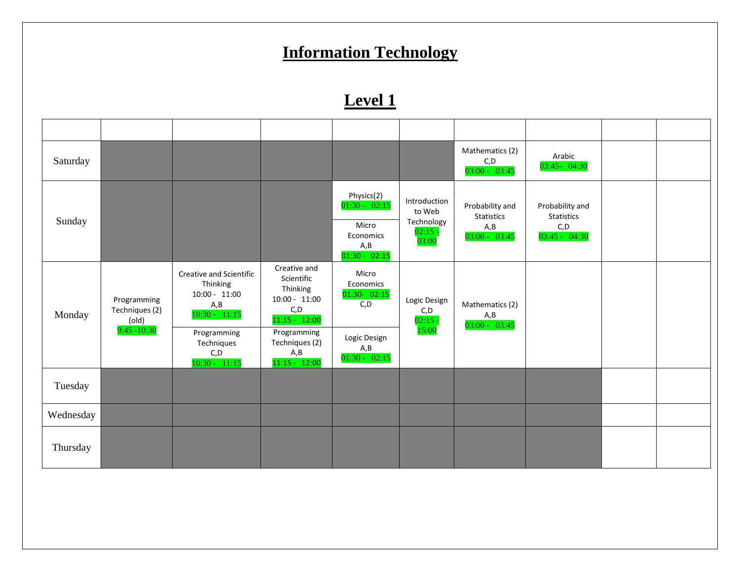# Information Technology

## Level 1

| | | | | | | | | | |
|---|---|---|---|---|---|---|---|---|---|
| Saturday | | | | | | Mathematics (2) C,D 03:00 - 03:45 | Arabic 03:45- 04:30 | | |
| Sunday | | | | Physics(2) 01:30 - 02:15 / Micro Economics A,B 01:30 - 02:15 | Introduction to Web Technology 02:15 - 03:00 | Probability and Statistics A,B 03:00 - 03:45 | Probability and Statistics C,D 03:45 - 04:30 | | |
| Monday | Programming Techniques (2) (old) 9:45 -10:30 | Creative and Scientific Thinking 10:00 - 11:00 A,B 10:30 - 11:15 / Programming Techniques C,D 10:30 - 11:15 | Creative and Scientific Thinking 10:00 - 11:00 C,D 11:15 - 12:00 / Programming Techniques (2) A,B 11:15 - 12:00 | Micro Economics 01:30- 02:15 C,D / Logic Design A,B 01:30 - 02:15 | Logic Design C,D 02:15 - 15:00 | Mathematics (2) A,B 03:00 - 03:45 | | | |
| Tuesday | | | | | | | | | |
| Wednesday | | | | | | | | | |
| Thursday | | | | | | | | | |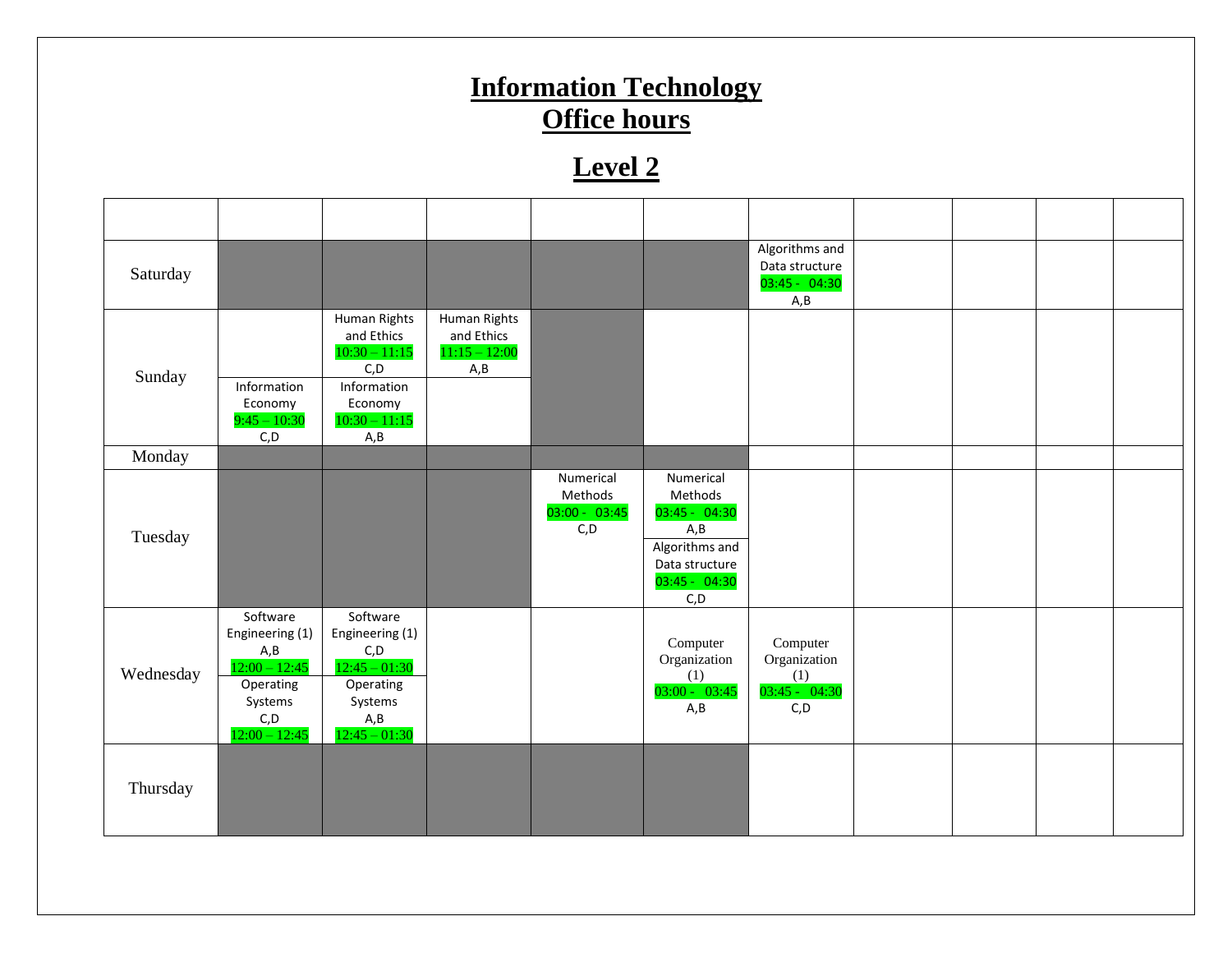# Information Technology
# Office hours

## Level 2

| | | | | | | | | | | |
|---|---|---|---|---|---|---|---|---|---|---|
| Saturday | | | | | | Algorithms and Data structure 03:45 - 04:30 A,B | | | | |
| Sunday | Information Economy 9:45 – 10:30 C,D | Human Rights and Ethics 10:30 – 11:15 C,D<br>Information Economy 10:30 – 11:15 A,B | Human Rights and Ethics 11:15 – 12:00 A,B | | | | | | | |
| Monday | | | | | | | | | | |
| Tuesday | | | | Numerical Methods 03:00 - 03:45 C,D | Numerical Methods 03:45 - 04:30 A,B<br>Algorithms and Data structure 03:45 - 04:30 C,D | | | | | |
| Wednesday | Software Engineering (1) A,B 12:00 – 12:45<br>Operating Systems C,D 12:00 – 12:45 | Software Engineering (1) C,D 12:45 – 01:30<br>Operating Systems A,B 12:45 – 01:30 | | | Computer Organization (1) 03:00 - 03:45 A,B | Computer Organization (1) 03:45 - 04:30 C,D | | | | |
| Thursday | | | | | | | | | | |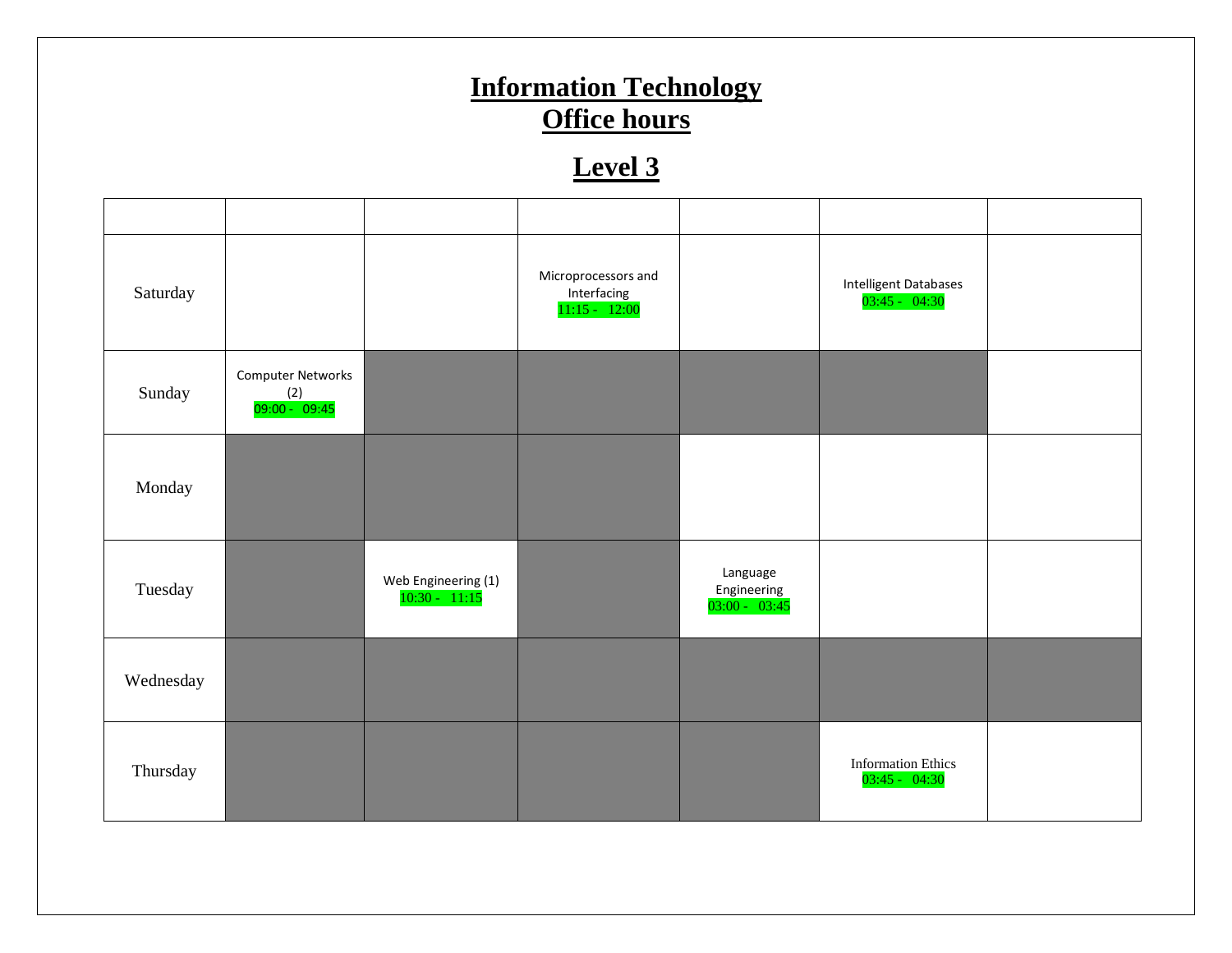# Information Technology
# Office hours

## Level 3

| | | | | | | |
|---|---|---|---|---|---|---|
| Saturday | | | Microprocessors and Interfacing 11:15 - 12:00 | | Intelligent Databases 03:45 - 04:30 | |
| Sunday | Computer Networks (2) 09:00 - 09:45 | | | | | |
| Monday | | | | | | |
| Tuesday | | Web Engineering (1) 10:30 - 11:15 | | Language Engineering 03:00 - 03:45 | | |
| Wednesday | | | | | | |
| Thursday | | | | | Information Ethics 03:45 - 04:30 | |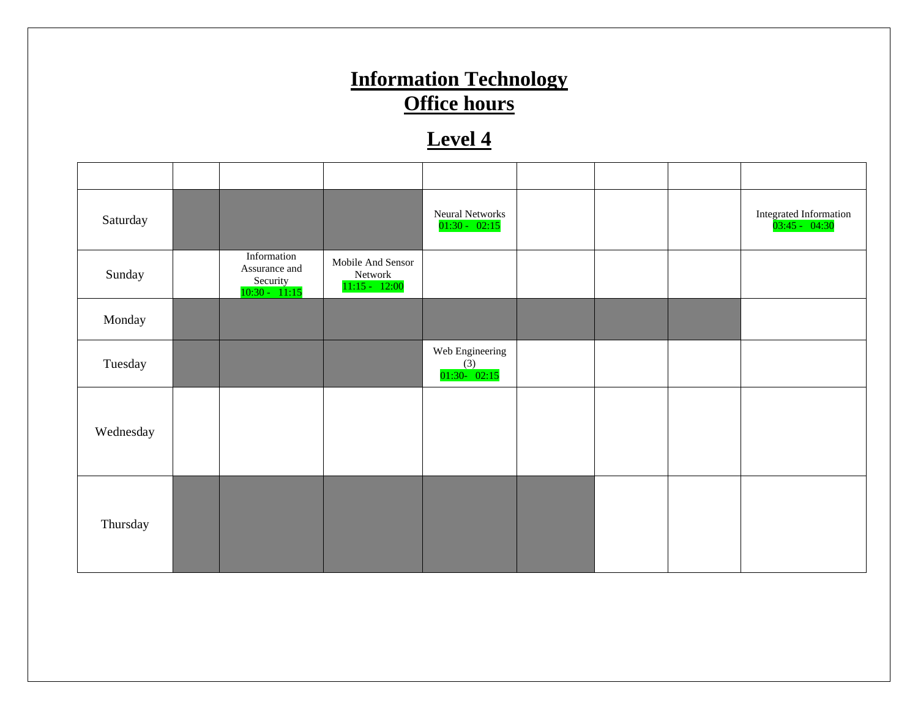# Information Technology
# Office hours

## Level 4

| | | | | | | | | |
|---|---|---|---|---|---|---|---|---|
| Saturday | | | | Neural Networks 01:30 - 02:15 | | | | Integrated Information 03:45 - 04:30 |
| Sunday | | Information Assurance and Security 10:30 - 11:15 | Mobile And Sensor Network 11:15 - 12:00 | | | | | |
| Monday | | | | | | | | |
| Tuesday | | | | Web Engineering (3) 01:30- 02:15 | | | | |
| Wednesday | | | | | | | | |
| Thursday | | | | | | | | |